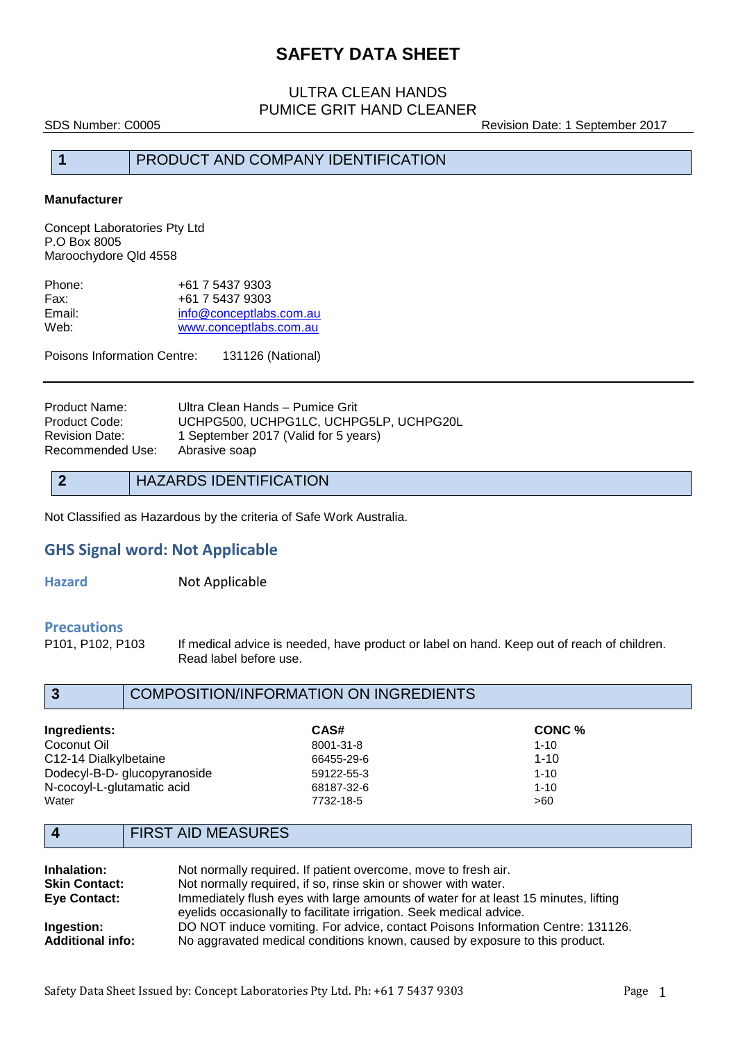# SAFETY DATA SHEET

## ULTRA CLEAN HANDS
## PUMICE GRIT HAND CLEANER

SDS Number: C0005 | Revision Date: 1 September 2017

## 1 PRODUCT AND COMPANY IDENTIFICATION

**Manufacturer**

Concept Laboratories Pty Ltd
P.O Box 8005
Maroochydore Qld 4558

| | |
|---|---|
| Phone: | +61 7 5437 9303 |
| Fax: | +61 7 5437 9303 |
| Email: | info@conceptlabs.com.au |
| Web: | www.conceptlabs.com.au |

Poisons Information Centre: 131126 (National)

---

| | |
|---|---|
| Product Name: | Ultra Clean Hands – Pumice Grit |
| Product Code: | UCHPG500, UCHPG1LC, UCHPG5LP, UCHPG20L |
| Revision Date: | 1 September 2017 (Valid for 5 years) |
| Recommended Use: | Abrasive soap |

## 2 HAZARDS IDENTIFICATION

Not Classified as Hazardous by the criteria of Safe Work Australia.

### GHS Signal word: Not Applicable

**Hazard** Not Applicable

**Precautions**

P101, P102, P103 If medical advice is needed, have product or label on hand. Keep out of reach of children. Read label before use.

## 3 COMPOSITION/INFORMATION ON INGREDIENTS

| Ingredients: | CAS# | CONC % |
|---|---|---|
| Coconut Oil | 8001-31-8 | 1-10 |
| C12-14 Dialkylbetaine | 66455-29-6 | 1-10 |
| Dodecyl-B-D- glucopyranoside | 59122-55-3 | 1-10 |
| N-cocoyl-L-glutamatic acid | 68187-32-6 | 1-10 |
| Water | 7732-18-5 | >60 |

## 4 FIRST AID MEASURES

**Inhalation:** Not normally required. If patient overcome, move to fresh air.

**Skin Contact:** Not normally required, if so, rinse skin or shower with water.

**Eye Contact:** Immediately flush eyes with large amounts of water for at least 15 minutes, lifting eyelids occasionally to facilitate irrigation. Seek medical advice.

**Ingestion:** DO NOT induce vomiting. For advice, contact Poisons Information Centre: 131126.

**Additional info:** No aggravated medical conditions known, caused by exposure to this product.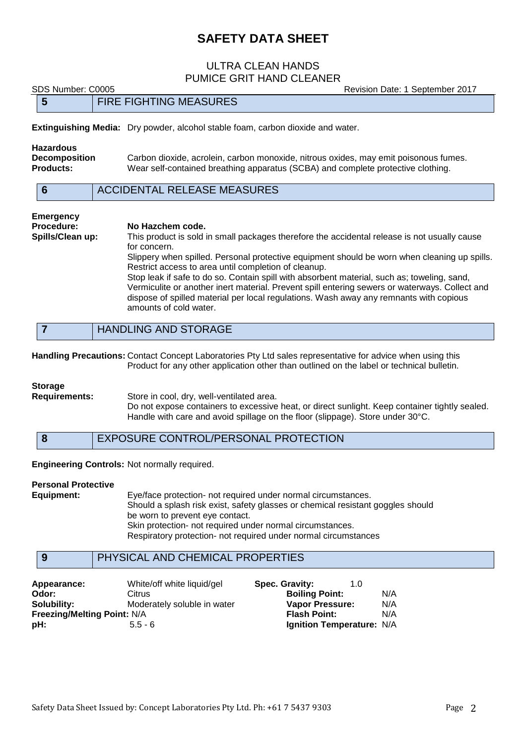## 5 FIRE FIGHTING MEASURES

**Extinguishing Media:** Dry powder, alcohol stable foam, carbon dioxide and water.

**Hazardous Decomposition Products:** Carbon dioxide, acrolein, carbon monoxide, nitrous oxides, may emit poisonous fumes. Wear self-contained breathing apparatus (SCBA) and complete protective clothing.

## 6 ACCIDENTAL RELEASE MEASURES

**Emergency Procedure:** **No Hazchem code.**

**Spills/Clean up:** This product is sold in small packages therefore the accidental release is not usually cause for concern.
Slippery when spilled. Personal protective equipment should be worn when cleaning up spills. Restrict access to area until completion of cleanup.
Stop leak if safe to do so. Contain spill with absorbent material, such as; toweling, sand, Vermiculite or another inert material. Prevent spill entering sewers or waterways. Collect and dispose of spilled material per local regulations. Wash away any remnants with copious amounts of cold water.

## 7 HANDLING AND STORAGE

**Handling Precautions:** Contact Concept Laboratories Pty Ltd sales representative for advice when using this Product for any other application other than outlined on the label or technical bulletin.

**Storage Requirements:** Store in cool, dry, well-ventilated area.
Do not expose containers to excessive heat, or direct sunlight. Keep container tightly sealed. Handle with care and avoid spillage on the floor (slippage). Store under 30°C.

## 8 EXPOSURE CONTROL/PERSONAL PROTECTION

**Engineering Controls:** Not normally required.

**Personal Protective Equipment:** Eye/face protection- not required under normal circumstances.
Should a splash risk exist, safety glasses or chemical resistant goggles should be worn to prevent eye contact.
Skin protection- not required under normal circumstances.
Respiratory protection- not required under normal circumstances

## 9 PHYSICAL AND CHEMICAL PROPERTIES

| | | | |
|---|---|---|---|
| **Appearance:** | White/off white liquid/gel | **Spec. Gravity:** | 1.0 |
| **Odor:** | Citrus | **Boiling Point:** | N/A |
| **Solubility:** | Moderately soluble in water | **Vapor Pressure:** | N/A |
| **Freezing/Melting Point:** | N/A | **Flash Point:** | N/A |
| **pH:** | 5.5 - 6 | **Ignition Temperature:** | N/A |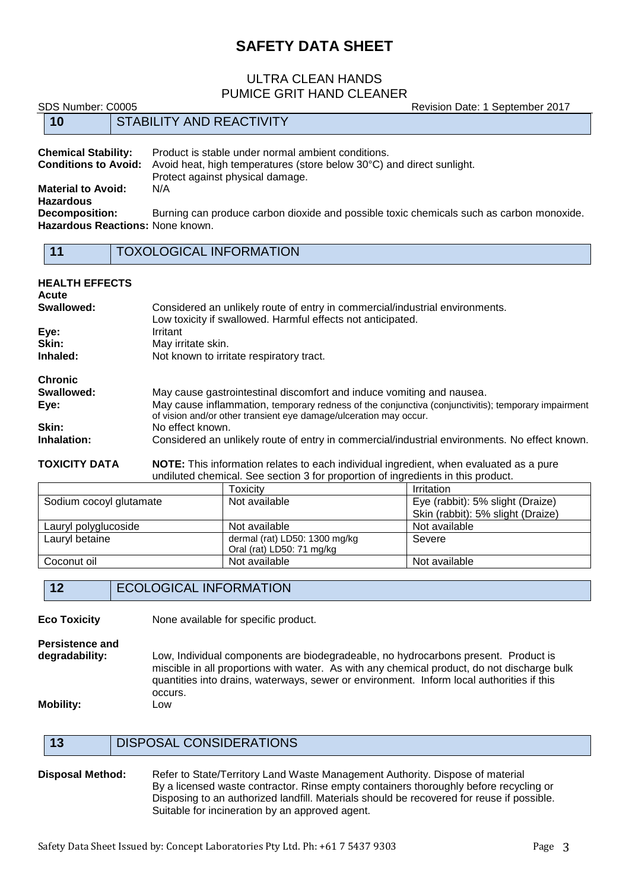# SAFETY DATA SHEET

## ULTRA CLEAN HANDS
## PUMICE GRIT HAND CLEANER

SDS Number: C0005 Revision Date: 1 September 2017

## 10 STABILITY AND REACTIVITY

**Chemical Stability:** Product is stable under normal ambient conditions.
**Conditions to Avoid:** Avoid heat, high temperatures (store below 30°C) and direct sunlight. Protect against physical damage.
**Material to Avoid:** N/A
**Hazardous Decomposition:** Burning can produce carbon dioxide and possible toxic chemicals such as carbon monoxide.
**Hazardous Reactions:** None known.

## 11 TOXOLOGICAL INFORMATION

**HEALTH EFFECTS**

**Acute**

**Swallowed:** Considered an unlikely route of entry in commercial/industrial environments. Low toxicity if swallowed. Harmful effects not anticipated.
**Eye:** Irritant
**Skin:** May irritate skin.
**Inhaled:** Not known to irritate respiratory tract.

**Chronic**

**Swallowed:** May cause gastrointestinal discomfort and induce vomiting and nausea.
**Eye:** May cause inflammation, temporary redness of the conjunctiva (conjunctivitis); temporary impairment of vision and/or other transient eye damage/ulceration may occur.
**Skin:** No effect known.
**Inhalation:** Considered an unlikely route of entry in commercial/industrial environments. No effect known.

**TOXICITY DATA** **NOTE:** This information relates to each individual ingredient, when evaluated as a pure undiluted chemical. See section 3 for proportion of ingredients in this product.

| | Toxicity | Irritation |
|---|---|---|
| Sodium cocoyl glutamate | Not available | Eye (rabbit): 5% slight (Draize)<br>Skin (rabbit): 5% slight (Draize) |
| Lauryl polyglucoside | Not available | Not available |
| Lauryl betaine | dermal (rat) LD50: 1300 mg/kg<br>Oral (rat) LD50: 71 mg/kg | Severe |
| Coconut oil | Not available | Not available |

## 12 ECOLOGICAL INFORMATION

**Eco Toxicity** None available for specific product.

**Persistence and degradability:** Low, Individual components are biodegradeable, no hydrocarbons present. Product is miscible in all proportions with water. As with any chemical product, do not discharge bulk quantities into drains, waterways, sewer or environment. Inform local authorities if this occurs.

**Mobility:** Low

## 13 DISPOSAL CONSIDERATIONS

**Disposal Method:** Refer to State/Territory Land Waste Management Authority. Dispose of material By a licensed waste contractor. Rinse empty containers thoroughly before recycling or Disposing to an authorized landfill. Materials should be recovered for reuse if possible. Suitable for incineration by an approved agent.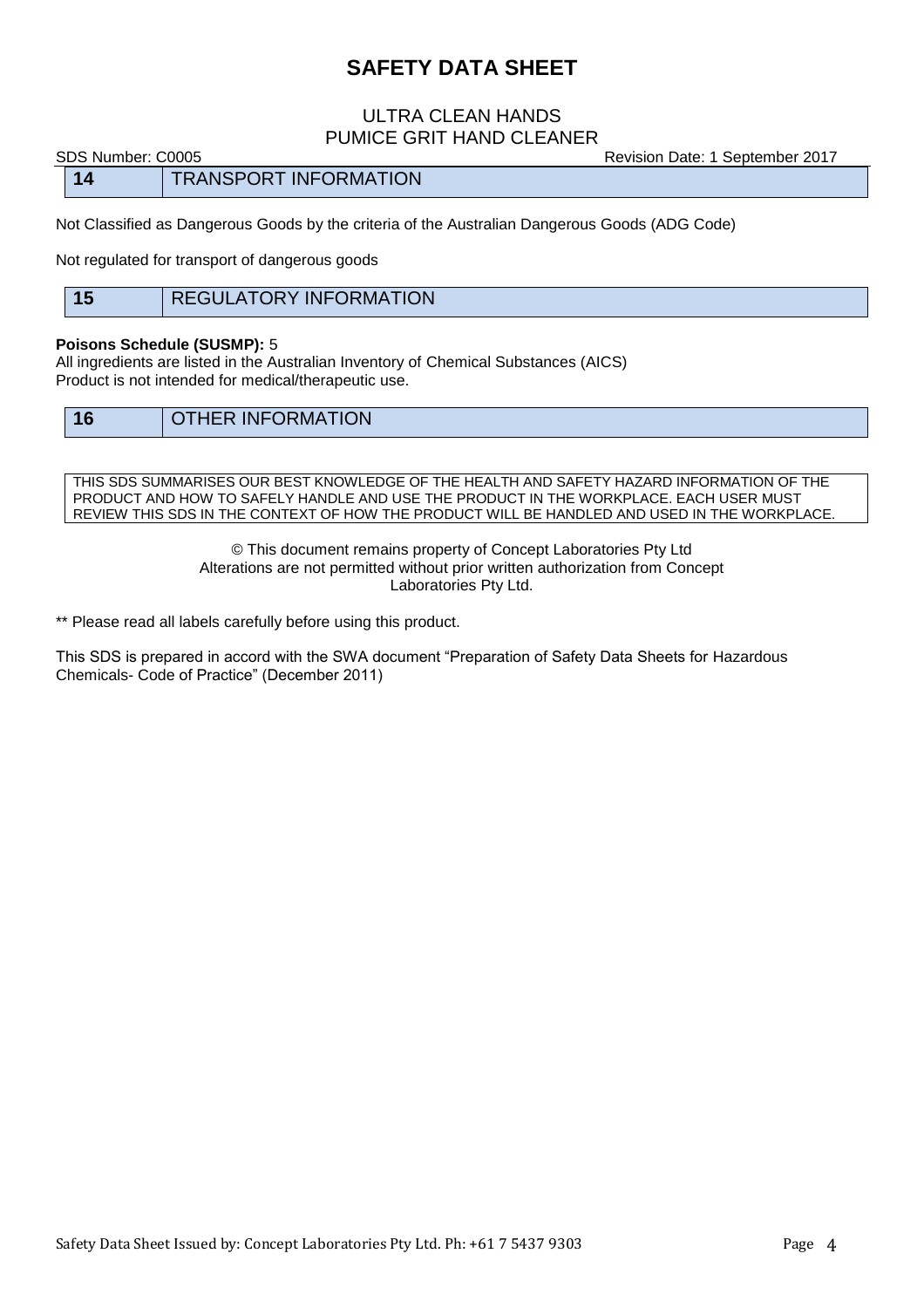## 14 TRANSPORT INFORMATION

Not Classified as Dangerous Goods by the criteria of the Australian Dangerous Goods (ADG Code)

Not regulated for transport of dangerous goods

## 15 REGULATORY INFORMATION

**Poisons Schedule (SUSMP):** 5
All ingredients are listed in the Australian Inventory of Chemical Substances (AICS)
Product is not intended for medical/therapeutic use.

## 16 OTHER INFORMATION

THIS SDS SUMMARISES OUR BEST KNOWLEDGE OF THE HEALTH AND SAFETY HAZARD INFORMATION OF THE PRODUCT AND HOW TO SAFELY HANDLE AND USE THE PRODUCT IN THE WORKPLACE. EACH USER MUST REVIEW THIS SDS IN THE CONTEXT OF HOW THE PRODUCT WILL BE HANDLED AND USED IN THE WORKPLACE.

© This document remains property of Concept Laboratories Pty Ltd
Alterations are not permitted without prior written authorization from Concept Laboratories Pty Ltd.

** Please read all labels carefully before using this product.

This SDS is prepared in accord with the SWA document "Preparation of Safety Data Sheets for Hazardous Chemicals- Code of Practice" (December 2011)